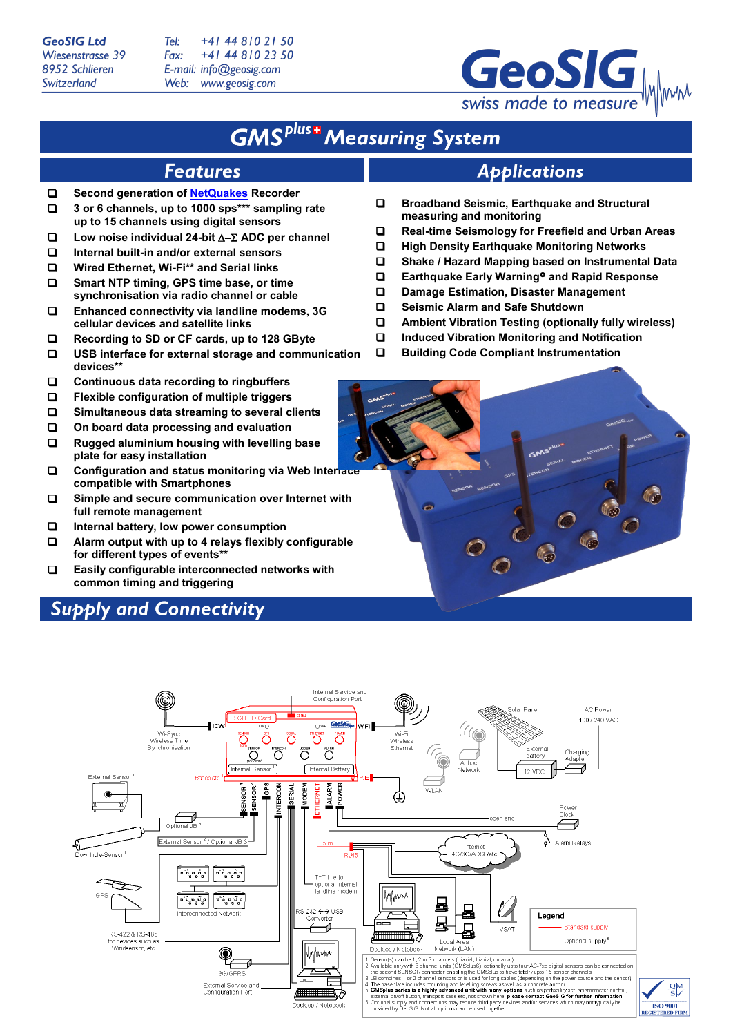GeoSIG Ltd
Wiesenstrasse 39
8952 Schlieren
Switzerland

Tel: +41 44 810 21 50
Fax: +41 44 810 23 50
E-mail: info@geosig.com
Web: www.geosig.com

GeoSIG swiss made to measure

# GMS[plus] Measuring System

## Features

- Second generation of NetQuakes Recorder
- 3 or 6 channels, up to 1000 sps*** sampling rate up to 15 channels using digital sensors
- Low noise individual 24-bit Δ–Σ ADC per channel
- Internal built-in and/or external sensors
- Wired Ethernet, Wi-Fi** and Serial links
- Smart NTP timing, GPS time base, or time synchronisation via radio channel or cable
- Enhanced connectivity via landline modems, 3G cellular devices and satellite links
- Recording to SD or CF cards, up to 128 GByte
- USB interface for external storage and communication devices**
- Continuous data recording to ringbuffers
- Flexible configuration of multiple triggers
- Simultaneous data streaming to several clients
- On board data processing and evaluation
- Rugged aluminium housing with levelling base plate for easy installation
- Configuration and status monitoring via Web Interface compatible with Smartphones
- Simple and secure communication over Internet with full remote management
- Internal battery, low power consumption
- Alarm output with up to 4 relays flexibly configurable for different types of events**
- Easily configurable interconnected networks with common timing and triggering

## Applications

- Broadband Seismic, Earthquake and Structural measuring and monitoring
- Real-time Seismology for Freefield and Urban Areas
- High Density Earthquake Monitoring Networks
- Shake / Hazard Mapping based on Instrumental Data
- Earthquake Early Warning° and Rapid Response
- Damage Estimation, Disaster Management
- Seismic Alarm and Safe Shutdown
- Ambient Vibration Testing (optionally fully wireless)
- Induced Vibration Monitoring and Notification
- Building Code Compliant Instrumentation

## Supply and Connectivity

Legend
- Standard supply
- Optional supply[6]

1. Sensor(s) can be 1, 2 or 3 channels (triaxial, biaxial, uniaxial)
2. Available only with 6 channel units (GMSplus6), optionally up to four AC-7xd digital sensors can be connected on the second SENSOR connector enabling the GMSplus to have totally up to 15 sensor channels
3. JB combines 1 or 2 channel sensors or is used for long cables (depending on the power source and the sensor)
4. The baseplate includes mounting and levelling screws as well as a concrete anchor
5. **GMSplus series is a highly advanced unit with many options** such as portability set, seismometer control, external on/off button, transport case etc, not shown here, **please contact GeoSIG for further information**
6. Optional supply and connections may require third party devices and/or services which may not typically be provided by GeoSIG. Not all options can be used together

ISO 9001 REGISTERED FIRM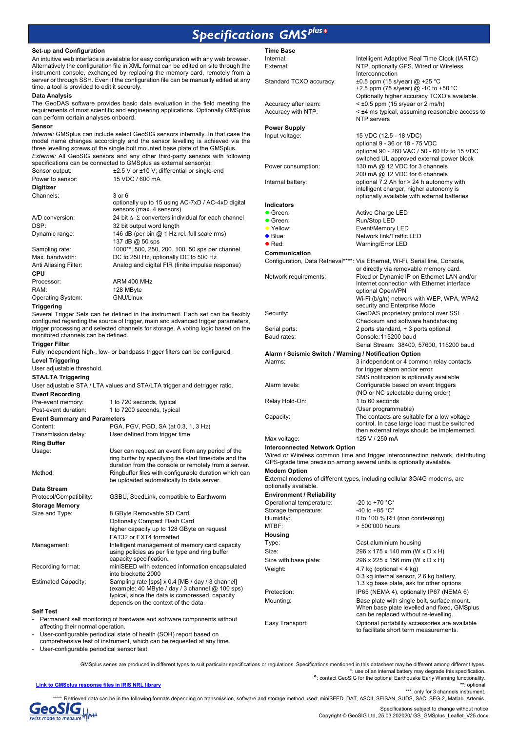# Specifications GMS[plus+]

## Set-up and Configuration

An intuitive web interface is available for easy configuration with any web browser. Alternatively the configuration file in XML format can be edited on site through the instrument console, exchanged by replacing the memory card, remotely from a server or through SSH. Even if the configuration file can be manually edited at any time, a tool is provided to edit it securely.

### Data Analysis

The GeoDAS software provides basic data evaluation in the field meeting the requirements of most scientific and engineering applications. Optionally GMSplus can perform certain analyses onboard.

### Sensor

*Internal:* GMSplus can include select GeoSIG sensors internally. In that case the model name changes accordingly and the sensor levelling is achieved via the three levelling screws of the single bolt mounted base plate of the GMSplus.

*External:* All GeoSIG sensors and any other third-party sensors with following specifications can be connected to GMSplus as external sensor(s):

| | |
|---|---|
| Sensor output: | ±2.5 V or ±10 V; differential or single-end |
| Power to sensor: | 15 VDC / 600 mA |

### Digitizer

| | |
|---|---|
| Channels: | 3 or 6<br>optionally up to 15 using AC-7xD / AC-4xD digital sensors (max. 4 sensors) |
| A/D conversion: | 24 bit Δ−Σ converters individual for each channel |
| DSP: | 32 bit output word length |
| Dynamic range: | 146 dB (per bin @ 1 Hz rel. full scale rms)<br>137 dB @ 50 sps |
| Sampling rate: | 1000**, 500, 250, 200, 100, 50 sps per channel |
| Max. bandwidth: | DC to 250 Hz, optionally DC to 500 Hz |
| Anti Aliasing Filter: | Analog and digital FIR (finite impulse response) |

### CPU

| | |
|---|---|
| Processor: | ARM 400 MHz |
| RAM: | 128 MByte |
| Operating System: | GNU/Linux |

### Triggering

Several Trigger Sets can be defined in the instrument. Each set can be flexibly configured regarding the source of trigger, main and advanced trigger parameters, trigger processing and selected channels for storage. A voting logic based on the monitored channels can be defined.

### Trigger Filter

Fully independent high-, low- or bandpass trigger filters can be configured.

### Level Triggering

User adjustable threshold.

### STA/LTA Triggering

User adjustable STA / LTA values and STA/LTA trigger and detrigger ratio.

### Event Recording

| | |
|---|---|
| Pre-event memory: | 1 to 720 seconds, typical |
| Post-event duration: | 1 to 7200 seconds, typical |

### Event Summary and Parameters

| | |
|---|---|
| Content: | PGA, PGV, PGD, SA (at 0.3, 1, 3 Hz) |
| Transmission delay: | User defined from trigger time |

### Ring Buffer

| | |
|---|---|
| Usage: | User can request an event from any period of the ring buffer by specifying the start time/date and the duration from the console or remotely from a server. |
| Method: | Ringbuffer files with configurable duration which can be uploaded automatically to data server. |

### Data Stream

| | |
|---|---|
| Protocol/Compatibility: | GSBU, SeedLink, compatible to Earthworm |

### Storage Memory

| | |
|---|---|
| Size and Type: | 8 GByte Removable SD Card,<br>Optionally Compact Flash Card<br>higher capacity up to 128 GByte on request<br>FAT32 or EXT4 formatted |
| Management: | Intelligent management of memory card capacity using policies as per file type and ring buffer capacity specification. |
| Recording format: | miniSEED with extended information encapsulated into blockette 2000 |
| Estimated Capacity: | Sampling rate [sps] x 0.4 [MB / day / 3 channel] (example: 40 MByte / day / 3 channel @ 100 sps) typical, since the data is compressed, capacity depends on the context of the data. |

### Self Test

- Permanent self monitoring of hardware and software components without affecting their normal operation.
- User-configurable periodical state of health (SOH) report based on comprehensive test of instrument, which can be requested at any time.
- User-configurable periodical sensor test.

### Time Base

| | |
|---|---|
| Internal: | Intelligent Adaptive Real Time Clock (IARTC) |
| External: | NTP, optionally GPS, Wired or Wireless Interconnection |
| Standard TCXO accuracy: | ±0.5 ppm (15 s/year) @ +25 °C<br>±2.5 ppm (75 s/year) @ -10 to +50 °C<br>Optionally higher accuracy TCXO's available. |
| Accuracy after learn: | < ±0.5 ppm (15 s/year or 2 ms/h) |
| Accuracy with NTP: | < ±4 ms typical, assuming reasonable access to NTP servers |

### Power Supply

| | |
|---|---|
| Input voltage: | 15 VDC (12.5 - 18 VDC)<br>optional 9 - 36 or 18 - 75 VDC<br>optional 90 - 260 VAC / 50 - 60 Hz to 15 VDC switched UL approved external power block |
| Power consumption: | 130 mA @ 12 VDC for 3 channels<br>200 mA @ 12 VDC for 6 channels |
| Internal battery: | optional 7.2 Ah for > 24 h autonomy with intelligent charger, higher autonomy is optionally available with external batteries |

### Indicators

| | |
|---|---|
| ● Green: | Active Charge LED |
| ● Green: | Run/Stop LED |
| ● Yellow: | Event/Memory LED |
| ● Blue: | Network link/Traffic LED |
| ● Red: | Warning/Error LED |

### Communication

| | |
|---|---|
| Configuration, Data Retrieval****: | Via Ethernet, Wi-Fi, Serial line, Console, or directly via removable memory card. |
| Network requirements: | Fixed or Dynamic IP on Ethernet LAN and/or Internet connection with Ethernet interface<br>optional OpenVPN<br>Wi-Fi (b/g/n) network with WEP, WPA, WPA2 security and Enterprise Mode |
| Security: | GeoDAS proprietary protocol over SSL<br>Checksum and software handshaking |
| Serial ports: | 2 ports standard, + 3 ports optional |
| Baud rates: | Console: 115200 baud<br>Serial Stream: 38400, 57600, 115200 baud |

### Alarm / Seismic Switch / Warning / Notification Option

| | |
|---|---|
| Alarms: | 3 independent or 4 common relay contacts for trigger alarm and/or error<br>SMS notification is optionally available |
| Alarm levels: | Configurable based on event triggers (NO or NC selectable during order) |
| Relay Hold-On: | 1 to 60 seconds<br>(User programmable) |
| Capacity: | The contacts are suitable for a low voltage control. In case large load must be switched then external relays should be implemented. |
| Max voltage: | 125 V / 250 mA |

### Interconnected Network Option

Wired or Wireless common time and trigger interconnection network, distributing GPS-grade time precision among several units is optionally available.

### Modem Option

External modems of different types, including cellular 3G/4G modems, are optionally available.

### Environment / Reliability

| | |
|---|---|
| Operational temperature: | -20 to +70 °C* |
| Storage temperature: | -40 to +85 °C* |
| Humidity: | 0 to 100 % RH (non condensing) |
| MTBF: | > 500'000 hours |

### Housing

| | |
|---|---|
| Type: | Cast aluminium housing |
| Size: | 296 x 175 x 140 mm (W x D x H) |
| Size with base plate: | 296 x 225 x 156 mm (W x D x H) |
| Weight: | 4.7 kg (optional < 4 kg)<br>0.3 kg internal sensor, 2.6 kg battery,<br>1.3 kg base plate, ask for other options |
| Protection: | IP65 (NEMA 4), optionally IP67 (NEMA 6) |
| Mounting: | Base plate with single bolt, surface mount. When base plate levelled and fixed, GMSplus can be replaced without re-levelling. |
| Easy Transport: | Optional portability accessories are available to facilitate short term measurements. |

GMSplus series are produced in different types to suit particular specifications or regulations. Specifications mentioned in this datasheet may be different among different types.

*: use of an internal battery may degrade this specification.

°: contact GeoSIG for the optional Earthquake Early Warning functionality.

**: optional

***: only for 3 channels instrument.

****: Retrieved data can be in the following formats depending on transmission, software and storage method used: miniSEED, DAT, ASCII, SEISAN, SUDS, SAC, SEG-2, Matlab, Artemis.

[Link to GMSplus response files in IRIS NRL library](#)

GeoSIG – swiss made to measure

Specifications subject to change without notice
Copyright © GeoSIG Ltd, 25.03.202020/ GS_GMSplus_Leaflet_V25.docx